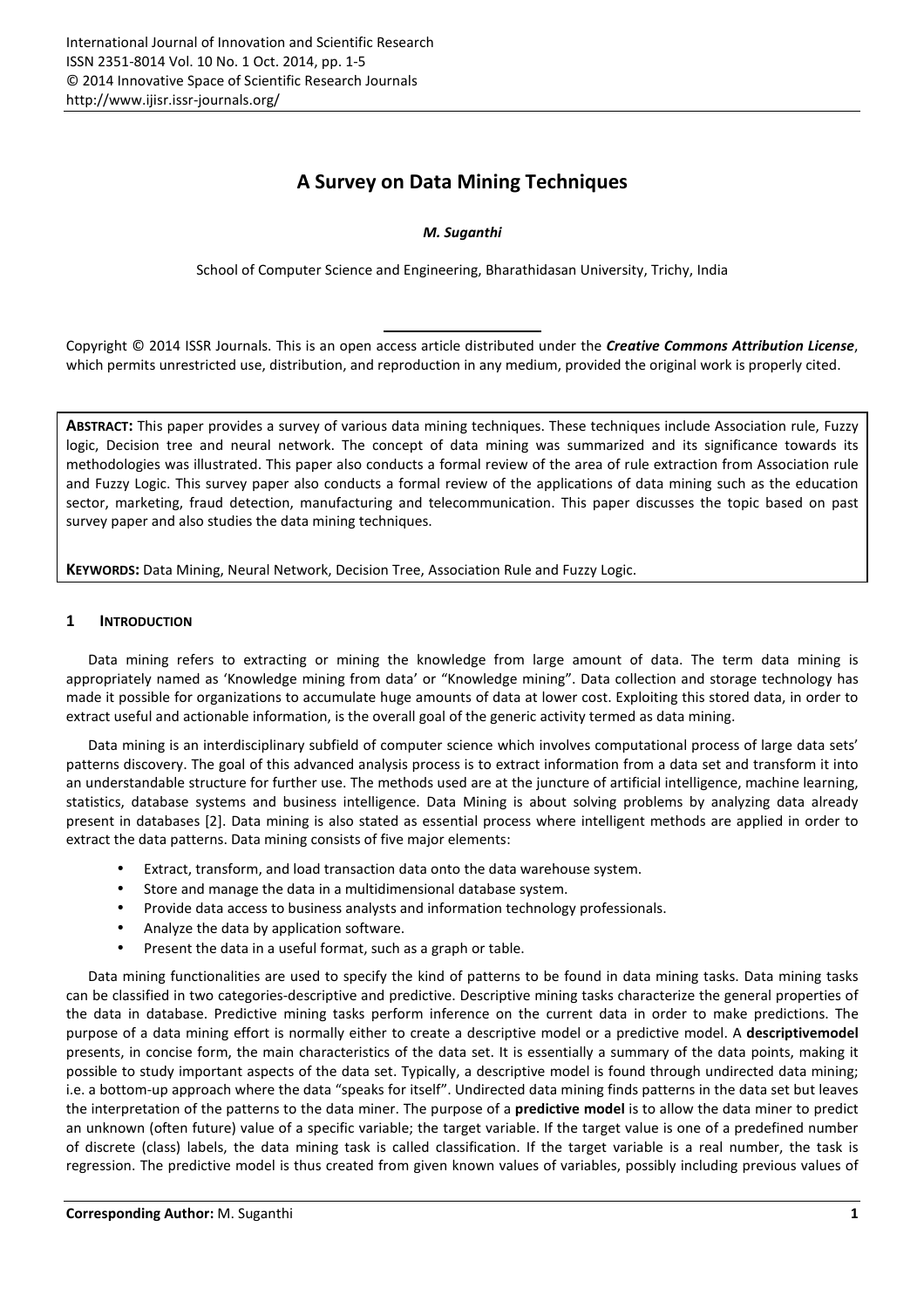# A Survey on Data Mining Techniques

***M. Suganthi***

School of Computer Science and Engineering, Bharathidasan University, Trichy, India

Copyright © 2014 ISSR Journals. This is an open access article distributed under the ***Creative Commons Attribution License***, which permits unrestricted use, distribution, and reproduction in any medium, provided the original work is properly cited.

**ABSTRACT:** This paper provides a survey of various data mining techniques. These techniques include Association rule, Fuzzy logic, Decision tree and neural network. The concept of data mining was summarized and its significance towards its methodologies was illustrated. This paper also conducts a formal review of the area of rule extraction from Association rule and Fuzzy Logic. This survey paper also conducts a formal review of the applications of data mining such as the education sector, marketing, fraud detection, manufacturing and telecommunication. This paper discusses the topic based on past survey paper and also studies the data mining techniques.

**KEYWORDS:** Data Mining, Neural Network, Decision Tree, Association Rule and Fuzzy Logic.

## 1 INTRODUCTION

Data mining refers to extracting or mining the knowledge from large amount of data. The term data mining is appropriately named as 'Knowledge mining from data' or "Knowledge mining". Data collection and storage technology has made it possible for organizations to accumulate huge amounts of data at lower cost. Exploiting this stored data, in order to extract useful and actionable information, is the overall goal of the generic activity termed as data mining.

Data mining is an interdisciplinary subfield of computer science which involves computational process of large data sets' patterns discovery. The goal of this advanced analysis process is to extract information from a data set and transform it into an understandable structure for further use. The methods used are at the juncture of artificial intelligence, machine learning, statistics, database systems and business intelligence. Data Mining is about solving problems by analyzing data already present in databases [2]. Data mining is also stated as essential process where intelligent methods are applied in order to extract the data patterns. Data mining consists of five major elements:

- Extract, transform, and load transaction data onto the data warehouse system.
- Store and manage the data in a multidimensional database system.
- Provide data access to business analysts and information technology professionals.
- Analyze the data by application software.
- Present the data in a useful format, such as a graph or table.

Data mining functionalities are used to specify the kind of patterns to be found in data mining tasks. Data mining tasks can be classified in two categories-descriptive and predictive. Descriptive mining tasks characterize the general properties of the data in database. Predictive mining tasks perform inference on the current data in order to make predictions. The purpose of a data mining effort is normally either to create a descriptive model or a predictive model. A **descriptivemodel** presents, in concise form, the main characteristics of the data set. It is essentially a summary of the data points, making it possible to study important aspects of the data set. Typically, a descriptive model is found through undirected data mining; i.e. a bottom-up approach where the data "speaks for itself". Undirected data mining finds patterns in the data set but leaves the interpretation of the patterns to the data miner. The purpose of a **predictive model** is to allow the data miner to predict an unknown (often future) value of a specific variable; the target variable. If the target value is one of a predefined number of discrete (class) labels, the data mining task is called classification. If the target variable is a real number, the task is regression. The predictive model is thus created from given known values of variables, possibly including previous values of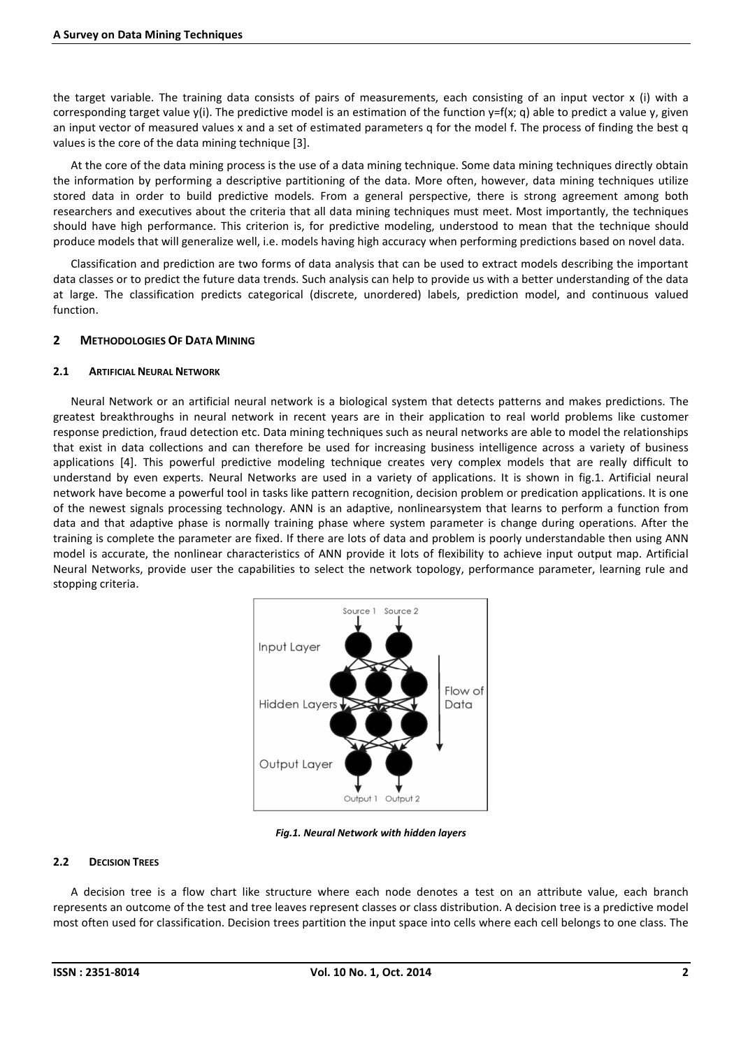the target variable. The training data consists of pairs of measurements, each consisting of an input vector x (i) with a corresponding target value y(i). The predictive model is an estimation of the function y=f(x; q) able to predict a value y, given an input vector of measured values x and a set of estimated parameters q for the model f. The process of finding the best q values is the core of the data mining technique [3].

At the core of the data mining process is the use of a data mining technique. Some data mining techniques directly obtain the information by performing a descriptive partitioning of the data. More often, however, data mining techniques utilize stored data in order to build predictive models. From a general perspective, there is strong agreement among both researchers and executives about the criteria that all data mining techniques must meet. Most importantly, the techniques should have high performance. This criterion is, for predictive modeling, understood to mean that the technique should produce models that will generalize well, i.e. models having high accuracy when performing predictions based on novel data.

Classification and prediction are two forms of data analysis that can be used to extract models describing the important data classes or to predict the future data trends. Such analysis can help to provide us with a better understanding of the data at large. The classification predicts categorical (discrete, unordered) labels, prediction model, and continuous valued function.

## 2 METHODOLOGIES OF DATA MINING

### 2.1 ARTIFICIAL NEURAL NETWORK

Neural Network or an artificial neural network is a biological system that detects patterns and makes predictions. The greatest breakthroughs in neural network in recent years are in their application to real world problems like customer response prediction, fraud detection etc. Data mining techniques such as neural networks are able to model the relationships that exist in data collections and can therefore be used for increasing business intelligence across a variety of business applications [4]. This powerful predictive modeling technique creates very complex models that are really difficult to understand by even experts. Neural Networks are used in a variety of applications. It is shown in fig.1. Artificial neural network have become a powerful tool in tasks like pattern recognition, decision problem or predication applications. It is one of the newest signals processing technology. ANN is an adaptive, nonlinearsystem that learns to perform a function from data and that adaptive phase is normally training phase where system parameter is change during operations. After the training is complete the parameter are fixed. If there are lots of data and problem is poorly understandable then using ANN model is accurate, the nonlinear characteristics of ANN provide it lots of flexibility to achieve input output map. Artificial Neural Networks, provide user the capabilities to select the network topology, performance parameter, learning rule and stopping criteria.

*Fig.1. Neural Network with hidden layers*

### 2.2 DECISION TREES

A decision tree is a flow chart like structure where each node denotes a test on an attribute value, each branch represents an outcome of the test and tree leaves represent classes or class distribution. A decision tree is a predictive model most often used for classification. Decision trees partition the input space into cells where each cell belongs to one class. The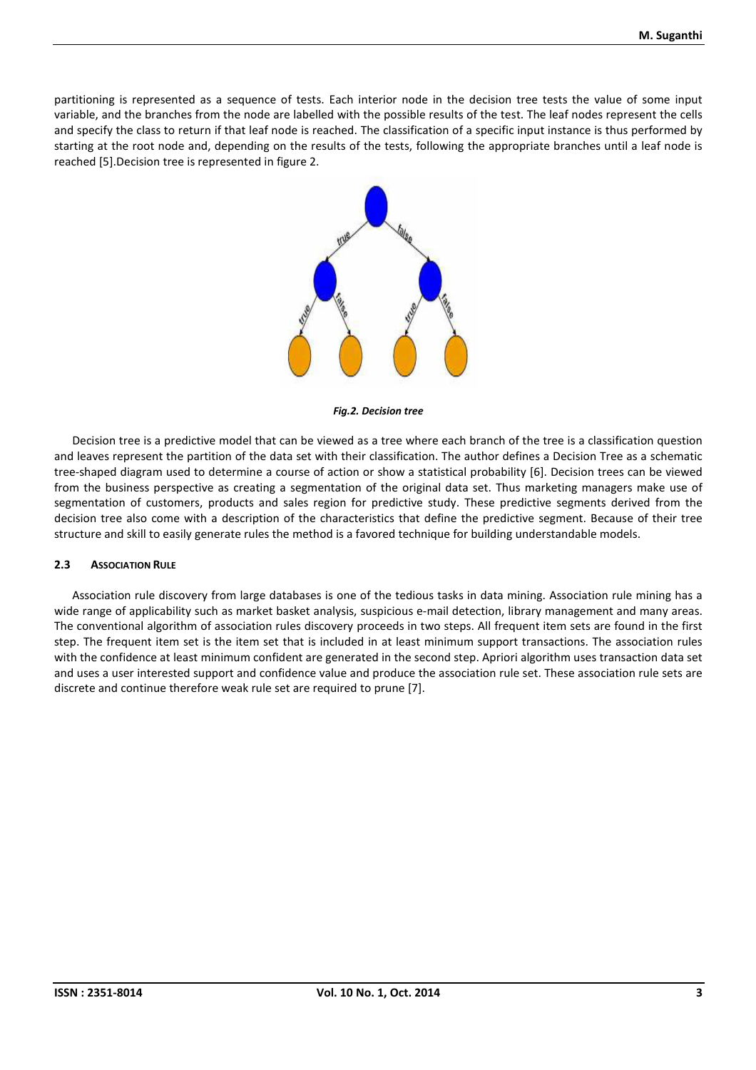partitioning is represented as a sequence of tests. Each interior node in the decision tree tests the value of some input variable, and the branches from the node are labelled with the possible results of the test. The leaf nodes represent the cells and specify the class to return if that leaf node is reached. The classification of a specific input instance is thus performed by starting at the root node and, depending on the results of the tests, following the appropriate branches until a leaf node is reached [5].Decision tree is represented in figure 2.

***Fig.2. Decision tree***

Decision tree is a predictive model that can be viewed as a tree where each branch of the tree is a classification question and leaves represent the partition of the data set with their classification. The author defines a Decision Tree as a schematic tree-shaped diagram used to determine a course of action or show a statistical probability [6]. Decision trees can be viewed from the business perspective as creating a segmentation of the original data set. Thus marketing managers make use of segmentation of customers, products and sales region for predictive study. These predictive segments derived from the decision tree also come with a description of the characteristics that define the predictive segment. Because of their tree structure and skill to easily generate rules the method is a favored technique for building understandable models.

### 2.3 Association Rule

Association rule discovery from large databases is one of the tedious tasks in data mining. Association rule mining has a wide range of applicability such as market basket analysis, suspicious e-mail detection, library management and many areas. The conventional algorithm of association rules discovery proceeds in two steps. All frequent item sets are found in the first step. The frequent item set is the item set that is included in at least minimum support transactions. The association rules with the confidence at least minimum confident are generated in the second step. Apriori algorithm uses transaction data set and uses a user interested support and confidence value and produce the association rule set. These association rule sets are discrete and continue therefore weak rule set are required to prune [7].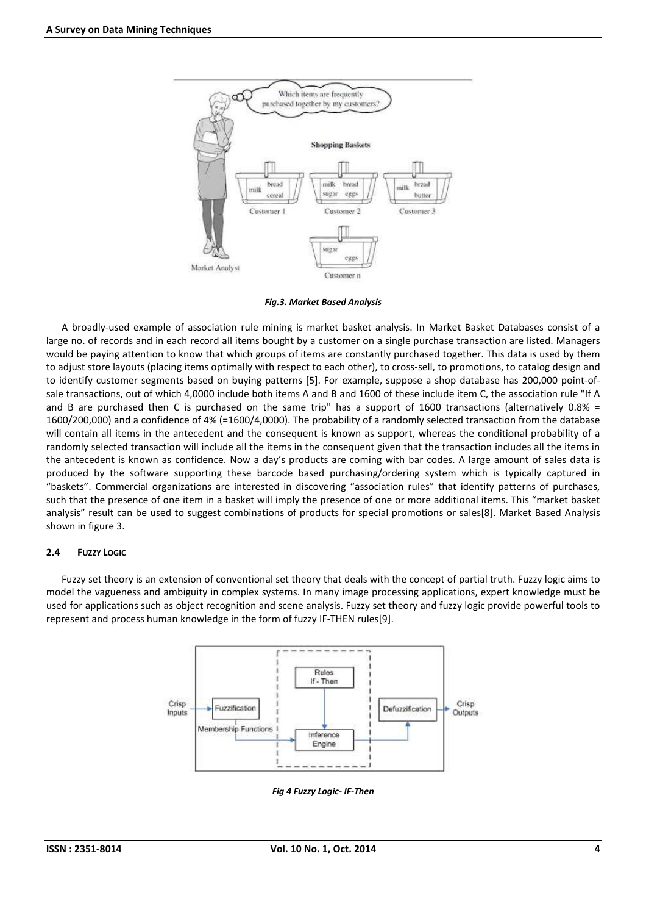*Fig.3. Market Based Analysis*

A broadly-used example of association rule mining is market basket analysis. In Market Basket Databases consist of a large no. of records and in each record all items bought by a customer on a single purchase transaction are listed. Managers would be paying attention to know that which groups of items are constantly purchased together. This data is used by them to adjust store layouts (placing items optimally with respect to each other), to cross-sell, to promotions, to catalog design and to identify customer segments based on buying patterns [5]. For example, suppose a shop database has 200,000 point-of-sale transactions, out of which 4,0000 include both items A and B and 1600 of these include item C, the association rule "If A and B are purchased then C is purchased on the same trip" has a support of 1600 transactions (alternatively 0.8% = 1600/200,000) and a confidence of 4% (=1600/4,0000). The probability of a randomly selected transaction from the database will contain all items in the antecedent and the consequent is known as support, whereas the conditional probability of a randomly selected transaction will include all the items in the consequent given that the transaction includes all the items in the antecedent is known as confidence. Now a day's products are coming with bar codes. A large amount of sales data is produced by the software supporting these barcode based purchasing/ordering system which is typically captured in "baskets". Commercial organizations are interested in discovering "association rules" that identify patterns of purchases, such that the presence of one item in a basket will imply the presence of one or more additional items. This "market basket analysis" result can be used to suggest combinations of products for special promotions or sales[8]. Market Based Analysis shown in figure 3.

### 2.4 FUZZY LOGIC

Fuzzy set theory is an extension of conventional set theory that deals with the concept of partial truth. Fuzzy logic aims to model the vagueness and ambiguity in complex systems. In many image processing applications, expert knowledge must be used for applications such as object recognition and scene analysis. Fuzzy set theory and fuzzy logic provide powerful tools to represent and process human knowledge in the form of fuzzy IF-THEN rules[9].

*Fig 4 Fuzzy Logic- IF-Then*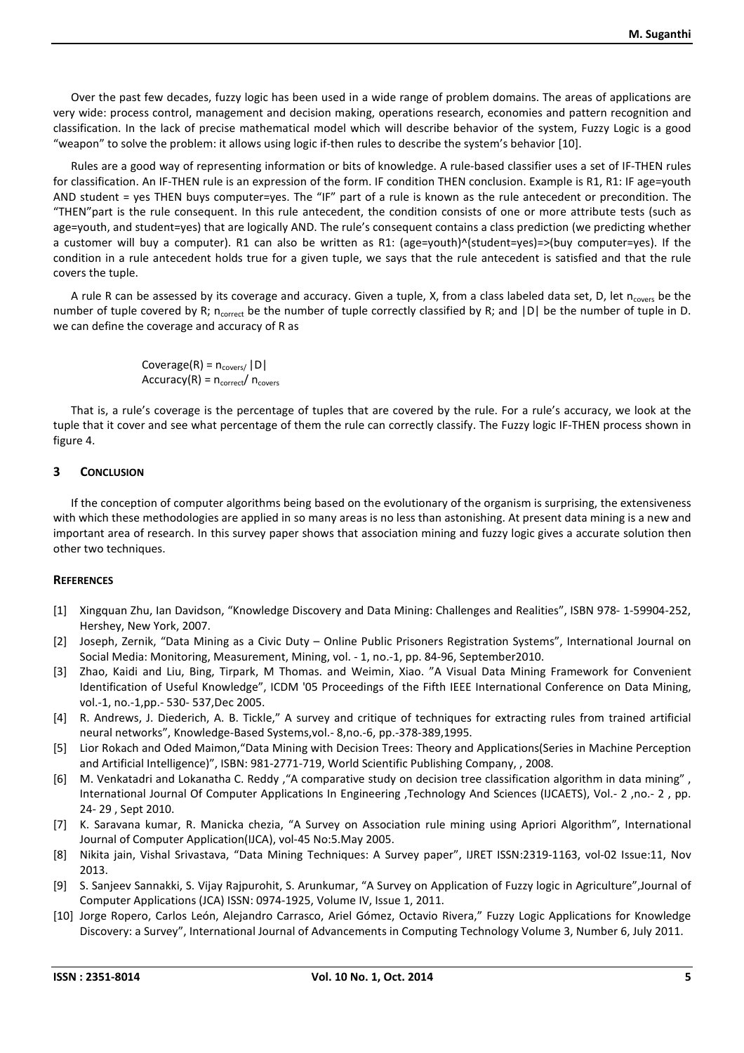Over the past few decades, fuzzy logic has been used in a wide range of problem domains. The areas of applications are very wide: process control, management and decision making, operations research, economies and pattern recognition and classification. In the lack of precise mathematical model which will describe behavior of the system, Fuzzy Logic is a good "weapon" to solve the problem: it allows using logic if-then rules to describe the system's behavior [10].

Rules are a good way of representing information or bits of knowledge. A rule-based classifier uses a set of IF-THEN rules for classification. An IF-THEN rule is an expression of the form. IF condition THEN conclusion. Example is R1, R1: IF age=youth AND student = yes THEN buys computer=yes. The "IF" part of a rule is known as the rule antecedent or precondition. The "THEN"part is the rule consequent. In this rule antecedent, the condition consists of one or more attribute tests (such as age=youth, and student=yes) that are logically AND. The rule's consequent contains a class prediction (we predicting whether a customer will buy a computer). R1 can also be written as R1: (age=youth)^(student=yes)=>(buy computer=yes). If the condition in a rule antecedent holds true for a given tuple, we says that the rule antecedent is satisfied and that the rule covers the tuple.

A rule R can be assessed by its coverage and accuracy. Given a tuple, X, from a class labeled data set, D, let $n_{covers}$ be the number of tuple covered by R; $n_{correct}$ be the number of tuple correctly classified by R; and |D| be the number of tuple in D. we can define the coverage and accuracy of R as

$$Coverage(R) = n_{covers} / |D|$$
$$Accuracy(R) = n_{correct} / n_{covers}$$

That is, a rule's coverage is the percentage of tuples that are covered by the rule. For a rule's accuracy, we look at the tuple that it cover and see what percentage of them the rule can correctly classify. The Fuzzy logic IF-THEN process shown in figure 4.

## 3 CONCLUSION

If the conception of computer algorithms being based on the evolutionary of the organism is surprising, the extensiveness with which these methodologies are applied in so many areas is no less than astonishing. At present data mining is a new and important area of research. In this survey paper shows that association mining and fuzzy logic gives a accurate solution then other two techniques.

## REFERENCES

[1] Xingquan Zhu, Ian Davidson, "Knowledge Discovery and Data Mining: Challenges and Realities", ISBN 978- 1-59904-252, Hershey, New York, 2007.

[2] Joseph, Zernik, "Data Mining as a Civic Duty – Online Public Prisoners Registration Systems", International Journal on Social Media: Monitoring, Measurement, Mining, vol. - 1, no.-1, pp. 84-96, September2010.

[3] Zhao, Kaidi and Liu, Bing, Tirpark, M Thomas. and Weimin, Xiao. "A Visual Data Mining Framework for Convenient Identification of Useful Knowledge", ICDM '05 Proceedings of the Fifth IEEE International Conference on Data Mining, vol.-1, no.-1,pp.- 530- 537,Dec 2005.

[4] R. Andrews, J. Diederich, A. B. Tickle," A survey and critique of techniques for extracting rules from trained artificial neural networks", Knowledge-Based Systems,vol.- 8,no.-6, pp.-378-389,1995.

[5] Lior Rokach and Oded Maimon,"Data Mining with Decision Trees: Theory and Applications(Series in Machine Perception and Artificial Intelligence)", ISBN: 981-2771-719, World Scientific Publishing Company, , 2008.

[6] M. Venkatadri and Lokanatha C. Reddy ,"A comparative study on decision tree classification algorithm in data mining" , International Journal Of Computer Applications In Engineering ,Technology And Sciences (IJCAETS), Vol.- 2 ,no.- 2 , pp. 24- 29 , Sept 2010.

[7] K. Saravana kumar, R. Manicka chezia, "A Survey on Association rule mining using Apriori Algorithm", International Journal of Computer Application(IJCA), vol-45 No:5.May 2005.

[8] Nikita jain, Vishal Srivastava, "Data Mining Techniques: A Survey paper", IJRET ISSN:2319-1163, vol-02 Issue:11, Nov 2013.

[9] S. Sanjeev Sannakki, S. Vijay Rajpurohit, S. Arunkumar, "A Survey on Application of Fuzzy logic in Agriculture",Journal of Computer Applications (JCA) ISSN: 0974-1925, Volume IV, Issue 1, 2011.

[10] Jorge Ropero, Carlos León, Alejandro Carrasco, Ariel Gómez, Octavio Rivera," Fuzzy Logic Applications for Knowledge Discovery: a Survey", International Journal of Advancements in Computing Technology Volume 3, Number 6, July 2011.